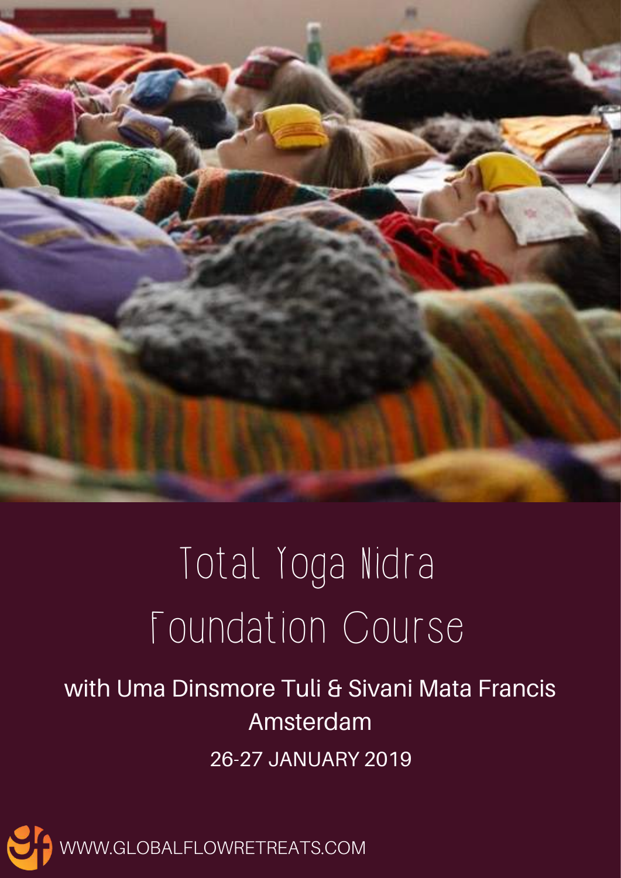# Total Yoga Nidra Foundation Course

with Uma Dinsmore Tuli & Sivani Mata Francis

Amsterdam

26-27 JANUARY 2019

WWW.GLOBALFLOWRETREATS.COM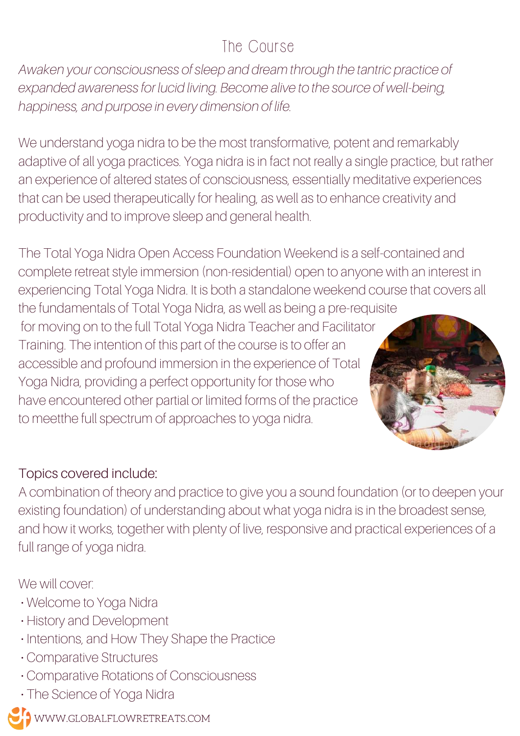# The Course

*Awaken your consciousness of sleep and dream through the tantric practice of expanded awareness for lucid living. Become alive to the source of well-being, happiness, and purpose in every dimension of life.*

We understand yoga nidra to be the most transformative, potent and remarkably adaptive of all yoga practices. Yoga nidra is in fact not really a single practice, but rather an experience of altered states of consciousness, essentially meditative experiences that can be used therapeutically for healing, as well as to enhance creativity and productivity and to improve sleep and general health.

The Total Yoga Nidra Open Access Foundation Weekend is a self-contained and complete retreat style immersion (non-residential) open to anyone with an interest in experiencing Total Yoga Nidra. It is both a standalone weekend course that covers all the fundamentals of Total Yoga Nidra, as well as being a pre-requisite for moving on to the full Total Yoga Nidra Teacher and Facilitator Training. The intention of this part of the course is to offer an accessible and profound immersion in the experience of Total Yoga Nidra, providing a perfect opportunity for those who have encountered other partial or limited forms of the practice to meetthe full spectrum of approaches to yoga nidra.

## Topics covered include:

A combination of theory and practice to give you a sound foundation (or to deepen your existing foundation) of understanding about what yoga nidra is in the broadest sense, and how it works, together with plenty of live, responsive and practical experiences of a full range of yoga nidra.

We will cover:

- Welcome to Yoga Nidra
- History and Development
- Intentions, and How They Shape the Practice
- Comparative Structures
- Comparative Rotations of Consciousness
- The Science of Yoga Nidra

WWW.GLOBALFLOWRETREATS.COM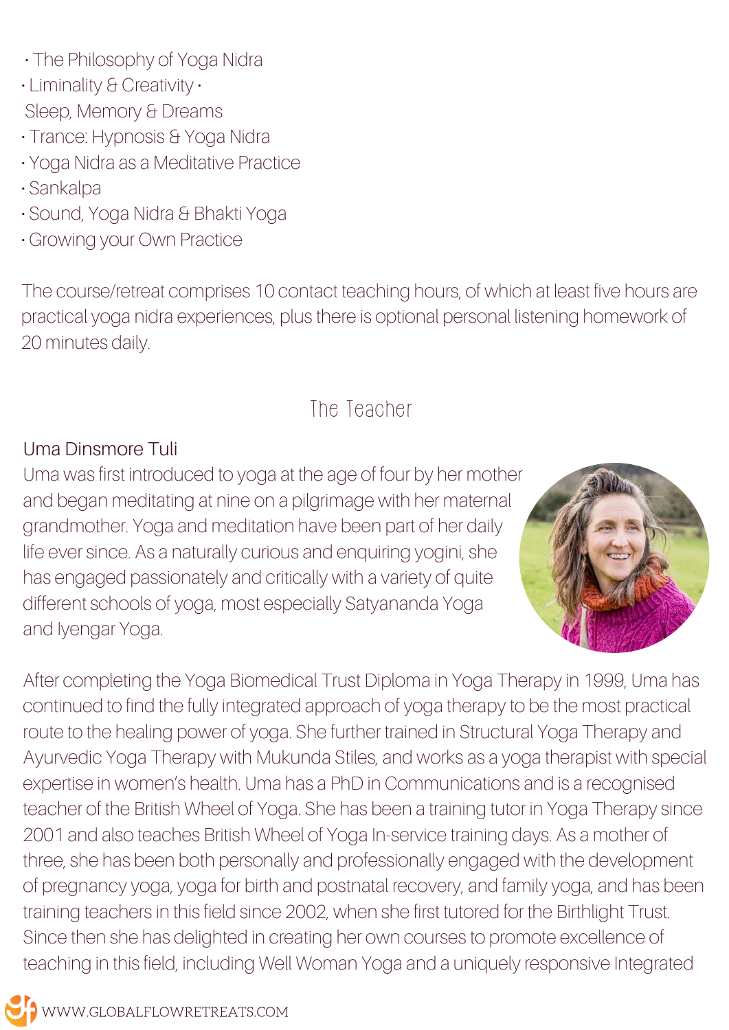- The Philosophy of Yoga Nidra
- Liminality & Creativity •
  Sleep, Memory & Dreams
- Trance: Hypnosis & Yoga Nidra
- Yoga Nidra as a Meditative Practice
- Sankalpa
- Sound, Yoga Nidra & Bhakti Yoga
- Growing your Own Practice

The course/retreat comprises 10 contact teaching hours, of which at least five hours are practical yoga nidra experiences, plus there is optional personal listening homework of 20 minutes daily.

## The Teacher

### Uma Dinsmore Tuli

Uma was first introduced to yoga at the age of four by her mother and began meditating at nine on a pilgrimage with her maternal grandmother. Yoga and meditation have been part of her daily life ever since. As a naturally curious and enquiring yogini, she has engaged passionately and critically with a variety of quite different schools of yoga, most especially Satyananda Yoga and Iyengar Yoga.

After completing the Yoga Biomedical Trust Diploma in Yoga Therapy in 1999, Uma has continued to find the fully integrated approach of yoga therapy to be the most practical route to the healing power of yoga. She further trained in Structural Yoga Therapy and Ayurvedic Yoga Therapy with Mukunda Stiles, and works as a yoga therapist with special expertise in women's health. Uma has a PhD in Communications and is a recognised teacher of the British Wheel of Yoga. She has been a training tutor in Yoga Therapy since 2001 and also teaches British Wheel of Yoga In-service training days. As a mother of three, she has been both personally and professionally engaged with the development of pregnancy yoga, yoga for birth and postnatal recovery, and family yoga, and has been training teachers in this field since 2002, when she first tutored for the Birthlight Trust. Since then she has delighted in creating her own courses to promote excellence of teaching in this field, including Well Woman Yoga and a uniquely responsive Integrated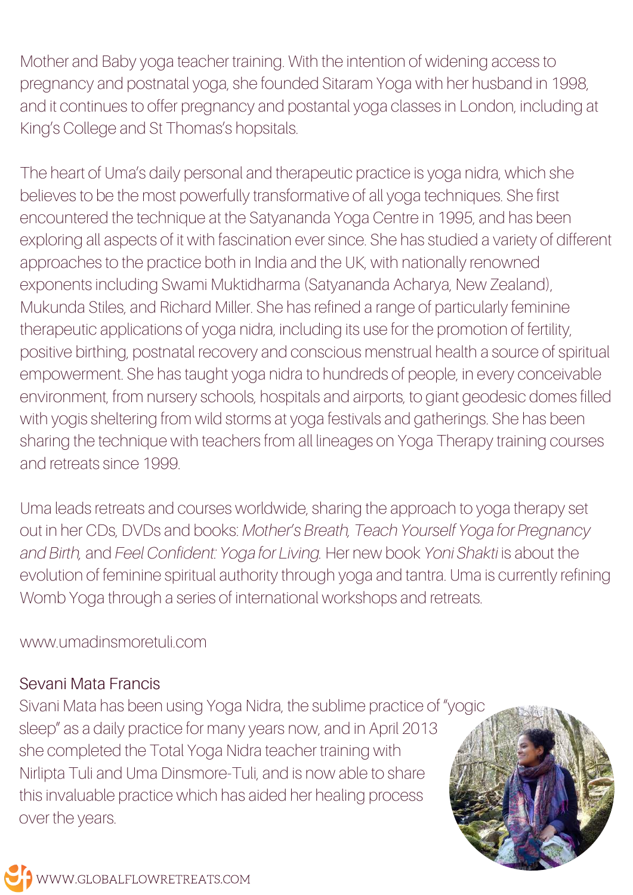Mother and Baby yoga teacher training. With the intention of widening access to pregnancy and postnatal yoga, she founded Sitaram Yoga with her husband in 1998, and it continues to offer pregnancy and postantal yoga classes in London, including at King's College and St Thomas's hopsitals.

The heart of Uma's daily personal and therapeutic practice is yoga nidra, which she believes to be the most powerfully transformative of all yoga techniques. She first encountered the technique at the Satyananda Yoga Centre in 1995, and has been exploring all aspects of it with fascination ever since. She has studied a variety of different approaches to the practice both in India and the UK, with nationally renowned exponents including Swami Muktidharma (Satyananda Acharya, New Zealand), Mukunda Stiles, and Richard Miller. She has refined a range of particularly feminine therapeutic applications of yoga nidra, including its use for the promotion of fertility, positive birthing, postnatal recovery and conscious menstrual health a source of spiritual empowerment. She has taught yoga nidra to hundreds of people, in every conceivable environment, from nursery schools, hospitals and airports, to giant geodesic domes filled with yogis sheltering from wild storms at yoga festivals and gatherings. She has been sharing the technique with teachers from all lineages on Yoga Therapy training courses and retreats since 1999.

Uma leads retreats and courses worldwide, sharing the approach to yoga therapy set out in her CDs, DVDs and books: *Mother's Breath, Teach Yourself Yoga for Pregnancy and Birth,* and *Feel Confident: Yoga for Living.* Her new book *Yoni Shakti* is about the evolution of feminine spiritual authority through yoga and tantra. Uma is currently refining Womb Yoga through a series of international workshops and retreats.

www.umadinsmoretuli.com

### Sevani Mata Francis

Sivani Mata has been using Yoga Nidra, the sublime practice of "yogic sleep" as a daily practice for many years now, and in April 2013 she completed the Total Yoga Nidra teacher training with Nirlipta Tuli and Uma Dinsmore-Tuli, and is now able to share this invaluable practice which has aided her healing process over the years.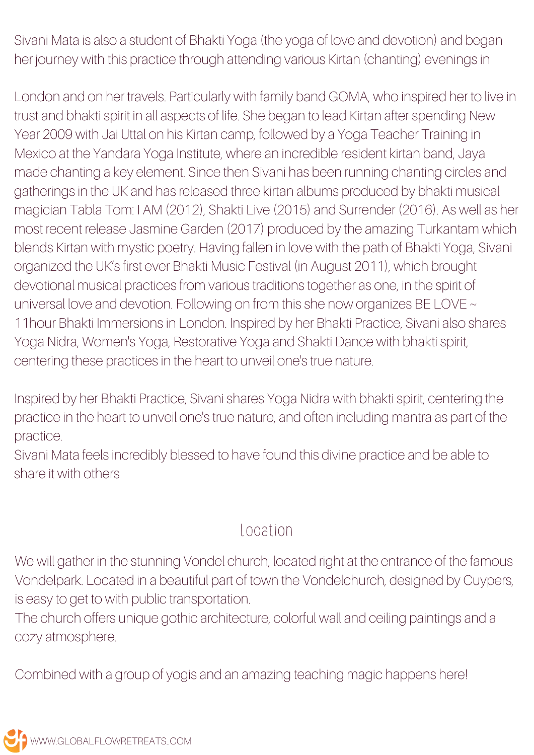Sivani Mata is also a student of Bhakti Yoga (the yoga of love and devotion) and began her journey with this practice through attending various Kirtan (chanting) evenings in

London and on her travels. Particularly with family band GOMA, who inspired her to live in trust and bhakti spirit in all aspects of life. She began to lead Kirtan after spending New Year 2009 with Jai Uttal on his Kirtan camp, followed by a Yoga Teacher Training in Mexico at the Yandara Yoga Institute, where an incredible resident kirtan band, Jaya made chanting a key element. Since then Sivani has been running chanting circles and gatherings in the UK and has released three kirtan albums produced by bhakti musical magician Tabla Tom: I AM (2012), Shakti Live (2015) and Surrender (2016). As well as her most recent release Jasmine Garden (2017) produced by the amazing Turkantam which blends Kirtan with mystic poetry. Having fallen in love with the path of Bhakti Yoga, Sivani organized the UK's first ever Bhakti Music Festival (in August 2011), which brought devotional musical practices from various traditions together as one, in the spirit of universal love and devotion. Following on from this she now organizes BE LOVE ~ 11hour Bhakti Immersions in London. Inspired by her Bhakti Practice, Sivani also shares Yoga Nidra, Women's Yoga, Restorative Yoga and Shakti Dance with bhakti spirit, centering these practices in the heart to unveil one's true nature.

Inspired by her Bhakti Practice, Sivani shares Yoga Nidra with bhakti spirit, centering the practice in the heart to unveil one's true nature, and often including mantra as part of the practice.
Sivani Mata feels incredibly blessed to have found this divine practice and be able to share it with others

## Location

We will gather in the stunning Vondel church, located right at the entrance of the famous Vondelpark. Located in a beautiful part of town the Vondelchurch, designed by Cuypers, is easy to get to with public transportation.
The church offers unique gothic architecture, colorful wall and ceiling paintings and a cozy atmosphere.

Combined with a group of yogis and an amazing teaching magic happens here!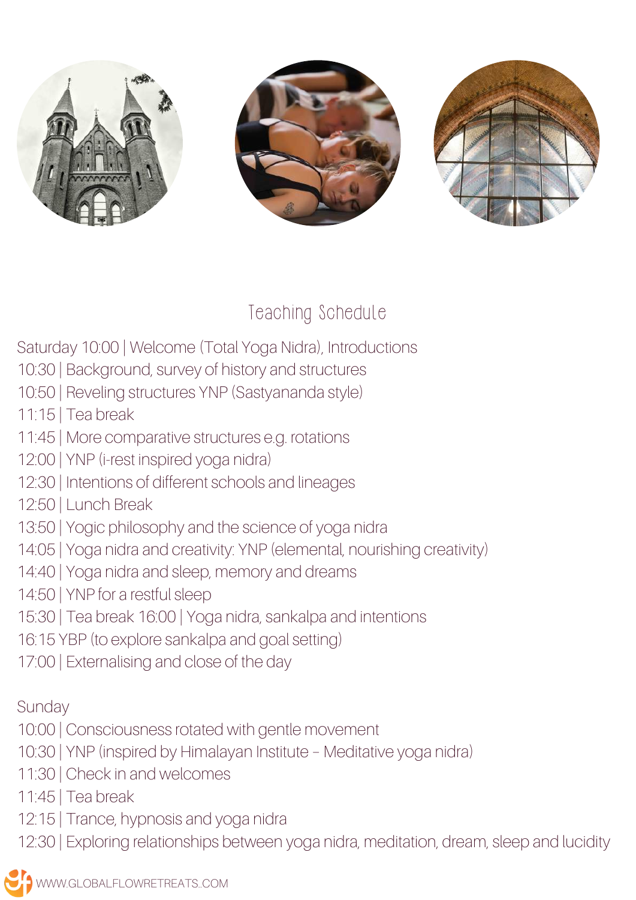## Teaching Schedule

Saturday 10:00 | Welcome (Total Yoga Nidra), Introductions
10:30 | Background, survey of history and structures
10:50 | Reveling structures YNP (Sastyananda style)
11:15 | Tea break
11:45 | More comparative structures e.g. rotations
12:00 | YNP (i-rest inspired yoga nidra)
12:30 | Intentions of different schools and lineages
12:50 | Lunch Break
13:50 | Yogic philosophy and the science of yoga nidra
14:05 | Yoga nidra and creativity: YNP (elemental, nourishing creativity)
14:40 | Yoga nidra and sleep, memory and dreams
14:50 | YNP for a restful sleep
15:30 | Tea break 16:00 | Yoga nidra, sankalpa and intentions
16:15 YBP (to explore sankalpa and goal setting)
17:00 | Externalising and close of the day

Sunday
10:00 | Consciousness rotated with gentle movement
10:30 | YNP (inspired by Himalayan Institute – Meditative yoga nidra)
11:30 | Check in and welcomes
11:45 | Tea break
12:15 | Trance, hypnosis and yoga nidra
12:30 | Exploring relationships between yoga nidra, meditation, dream, sleep and lucidity

WWW.GLOBALFLOWRETREATS.COM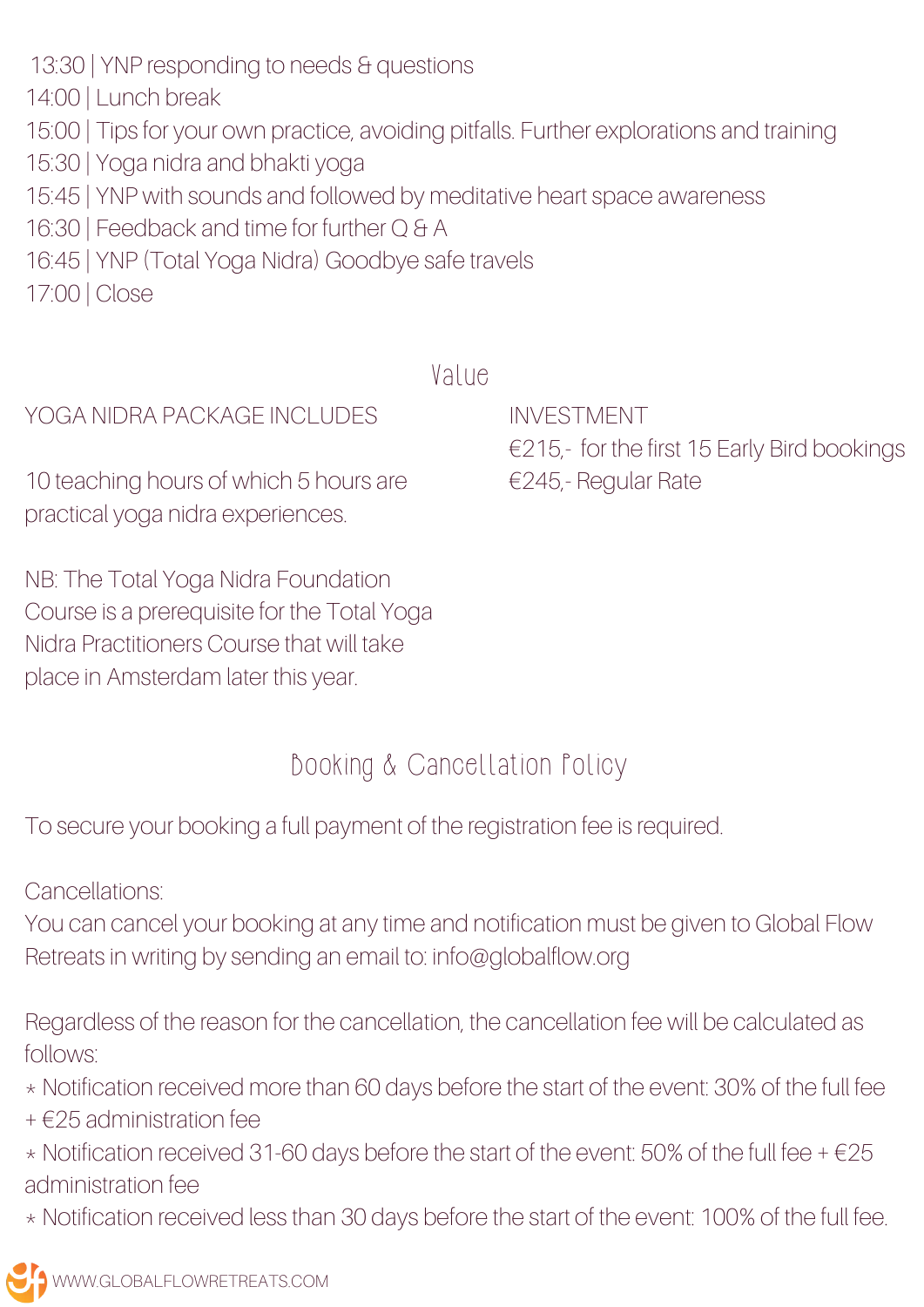13:30 | YNP responding to needs & questions
14:00 | Lunch break
15:00 | Tips for your own practice, avoiding pitfalls. Further explorations and training
15:30 | Yoga nidra and bhakti yoga
15:45 | YNP with sounds and followed by meditative heart space awareness
16:30 | Feedback and time for further Q & A
16:45 | YNP (Total Yoga Nidra) Goodbye safe travels
17:00 | Close

## Value

YOGA NIDRA PACKAGE INCLUDES

10 teaching hours of which 5 hours are practical yoga nidra experiences.

NB: The Total Yoga Nidra Foundation Course is a prerequisite for the Total Yoga Nidra Practitioners Course that will take place in Amsterdam later this year.

INVESTMENT
€215,- for the first 15 Early Bird bookings
€245,- Regular Rate

## Booking & Cancellation Policy

To secure your booking a full payment of the registration fee is required.

Cancellations:
You can cancel your booking at any time and notification must be given to Global Flow Retreats in writing by sending an email to: info@globalflow.org

Regardless of the reason for the cancellation, the cancellation fee will be calculated as follows:

- Notification received more than 60 days before the start of the event: 30% of the full fee + €25 administration fee
- Notification received 31-60 days before the start of the event: 50% of the full fee + €25 administration fee
- Notification received less than 30 days before the start of the event: 100% of the full fee.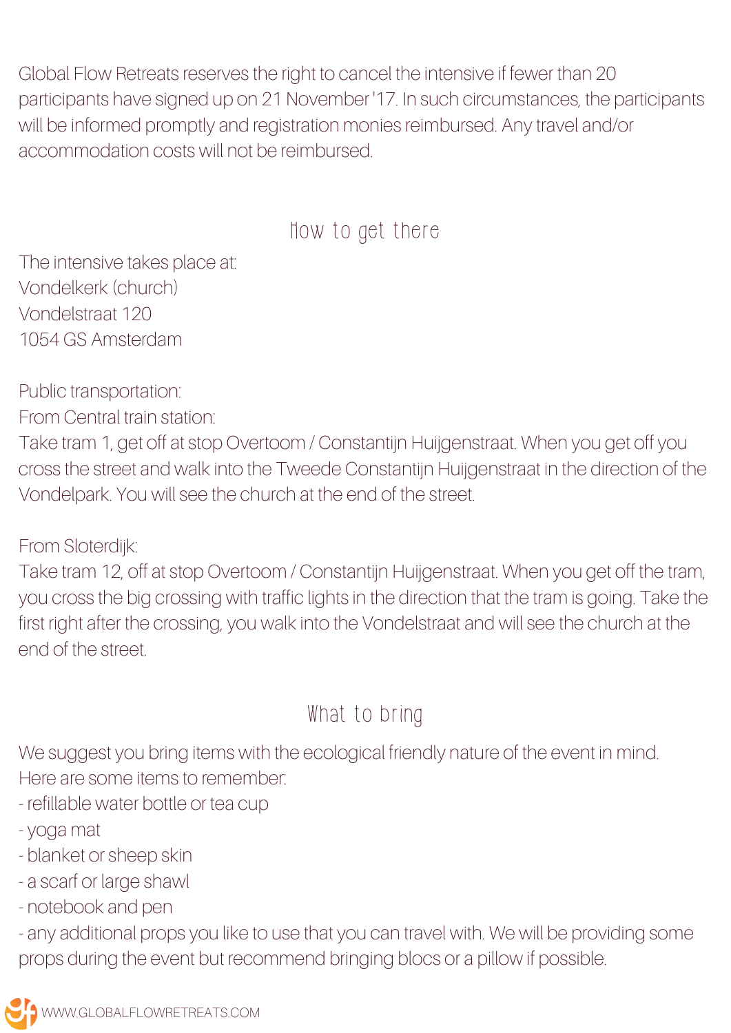Global Flow Retreats reserves the right to cancel the intensive if fewer than 20 participants have signed up on 21 November '17. In such circumstances, the participants will be informed promptly and registration monies reimbursed. Any travel and/or accommodation costs will not be reimbursed.

## How to get there

The intensive takes place at:
Vondelkerk (church)
Vondelstraat 120
1054 GS Amsterdam

Public transportation:
From Central train station:
Take tram 1, get off at stop Overtoom / Constantijn Huijgenstraat. When you get off you cross the street and walk into the Tweede Constantijn Huijgenstraat in the direction of the Vondelpark. You will see the church at the end of the street.

From Sloterdijk:
Take tram 12, off at stop Overtoom / Constantijn Huijgenstraat. When you get off the tram, you cross the big crossing with traffic lights in the direction that the tram is going. Take the first right after the crossing, you walk into the Vondelstraat and will see the church at the end of the street.

## What to bring

We suggest you bring items with the ecological friendly nature of the event in mind. Here are some items to remember:
- refillable water bottle or tea cup
- yoga mat
- blanket or sheep skin
- a scarf or large shawl
- notebook and pen
- any additional props you like to use that you can travel with. We will be providing some props during the event but recommend bringing blocs or a pillow if possible.